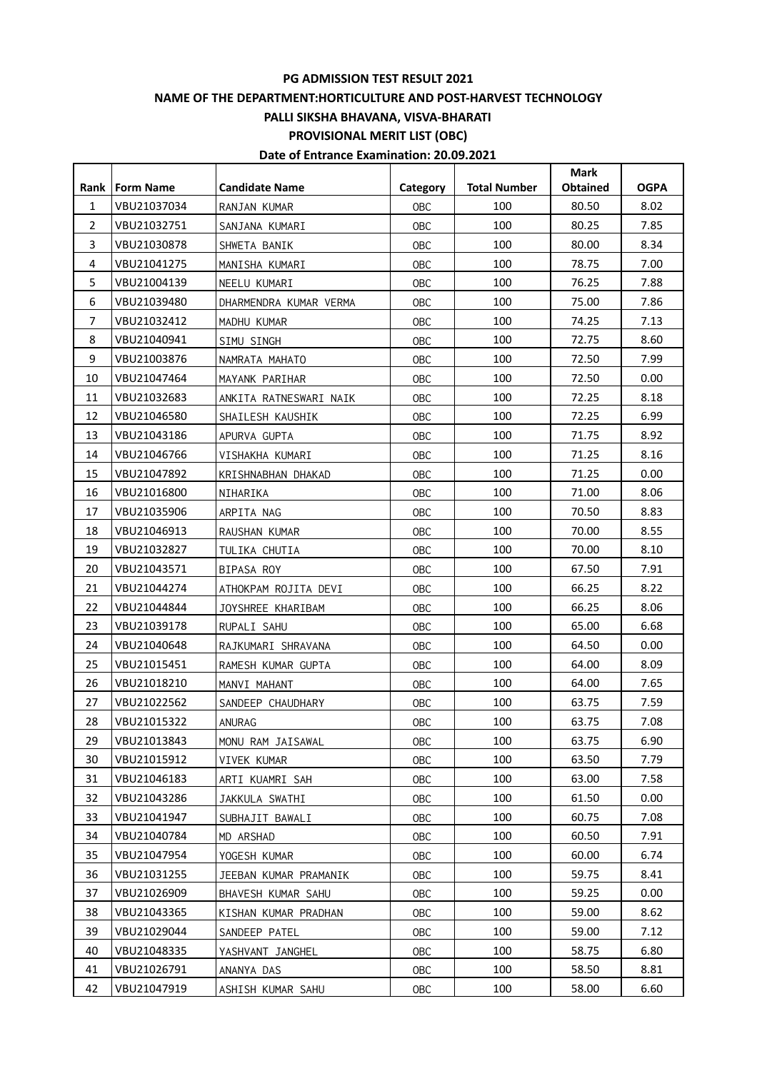**PG ADMISSION TEST RESULT 2021**

**NAME OF THE DEPARTMENT:HORTICULTURE AND POST-HARVEST TECHNOLOGY**

**PALLI SIKSHA BHAVANA, VISVA-BHARATI**

**PROVISIONAL MERIT LIST (OBC)**

**Date of Entrance Examination: 20.09.2021**

| Rank | Form Name | Candidate Name | Category | Total Number | Mark Obtained | OGPA |
|---|---|---|---|---|---|---|
| 1 | VBU21037034 | RANJAN KUMAR | OBC | 100 | 80.50 | 8.02 |
| 2 | VBU21032751 | SANJANA KUMARI | OBC | 100 | 80.25 | 7.85 |
| 3 | VBU21030878 | SHWETA BANIK | OBC | 100 | 80.00 | 8.34 |
| 4 | VBU21041275 | MANISHA KUMARI | OBC | 100 | 78.75 | 7.00 |
| 5 | VBU21004139 | NEELU KUMARI | OBC | 100 | 76.25 | 7.88 |
| 6 | VBU21039480 | DHARMENDRA KUMAR VERMA | OBC | 100 | 75.00 | 7.86 |
| 7 | VBU21032412 | MADHU KUMAR | OBC | 100 | 74.25 | 7.13 |
| 8 | VBU21040941 | SIMU SINGH | OBC | 100 | 72.75 | 8.60 |
| 9 | VBU21003876 | NAMRATA MAHATO | OBC | 100 | 72.50 | 7.99 |
| 10 | VBU21047464 | MAYANK PARIHAR | OBC | 100 | 72.50 | 0.00 |
| 11 | VBU21032683 | ANKITA RATNESWARI NAIK | OBC | 100 | 72.25 | 8.18 |
| 12 | VBU21046580 | SHAILESH KAUSHIK | OBC | 100 | 72.25 | 6.99 |
| 13 | VBU21043186 | APURVA GUPTA | OBC | 100 | 71.75 | 8.92 |
| 14 | VBU21046766 | VISHAKHA KUMARI | OBC | 100 | 71.25 | 8.16 |
| 15 | VBU21047892 | KRISHNABHAN DHAKAD | OBC | 100 | 71.25 | 0.00 |
| 16 | VBU21016800 | NIHARIKA | OBC | 100 | 71.00 | 8.06 |
| 17 | VBU21035906 | ARPITA NAG | OBC | 100 | 70.50 | 8.83 |
| 18 | VBU21046913 | RAUSHAN KUMAR | OBC | 100 | 70.00 | 8.55 |
| 19 | VBU21032827 | TULIKA CHUTIA | OBC | 100 | 70.00 | 8.10 |
| 20 | VBU21043571 | BIPASA ROY | OBC | 100 | 67.50 | 7.91 |
| 21 | VBU21044274 | ATHOKPAM ROJITA DEVI | OBC | 100 | 66.25 | 8.22 |
| 22 | VBU21044844 | JOYSHREE KHARIBAM | OBC | 100 | 66.25 | 8.06 |
| 23 | VBU21039178 | RUPALI SAHU | OBC | 100 | 65.00 | 6.68 |
| 24 | VBU21040648 | RAJKUMARI SHRAVANA | OBC | 100 | 64.50 | 0.00 |
| 25 | VBU21015451 | RAMESH KUMAR GUPTA | OBC | 100 | 64.00 | 8.09 |
| 26 | VBU21018210 | MANVI MAHANT | OBC | 100 | 64.00 | 7.65 |
| 27 | VBU21022562 | SANDEEP CHAUDHARY | OBC | 100 | 63.75 | 7.59 |
| 28 | VBU21015322 | ANURAG | OBC | 100 | 63.75 | 7.08 |
| 29 | VBU21013843 | MONU RAM JAISAWAL | OBC | 100 | 63.75 | 6.90 |
| 30 | VBU21015912 | VIVEK KUMAR | OBC | 100 | 63.50 | 7.79 |
| 31 | VBU21046183 | ARTI KUAMRI SAH | OBC | 100 | 63.00 | 7.58 |
| 32 | VBU21043286 | JAKKULA SWATHI | OBC | 100 | 61.50 | 0.00 |
| 33 | VBU21041947 | SUBHAJIT BAWALI | OBC | 100 | 60.75 | 7.08 |
| 34 | VBU21040784 | MD ARSHAD | OBC | 100 | 60.50 | 7.91 |
| 35 | VBU21047954 | YOGESH KUMAR | OBC | 100 | 60.00 | 6.74 |
| 36 | VBU21031255 | JEEBAN KUMAR PRAMANIK | OBC | 100 | 59.75 | 8.41 |
| 37 | VBU21026909 | BHAVESH KUMAR SAHU | OBC | 100 | 59.25 | 0.00 |
| 38 | VBU21043365 | KISHAN KUMAR PRADHAN | OBC | 100 | 59.00 | 8.62 |
| 39 | VBU21029044 | SANDEEP PATEL | OBC | 100 | 59.00 | 7.12 |
| 40 | VBU21048335 | YASHVANT JANGHEL | OBC | 100 | 58.75 | 6.80 |
| 41 | VBU21026791 | ANANYA DAS | OBC | 100 | 58.50 | 8.81 |
| 42 | VBU21047919 | ASHISH KUMAR SAHU | OBC | 100 | 58.00 | 6.60 |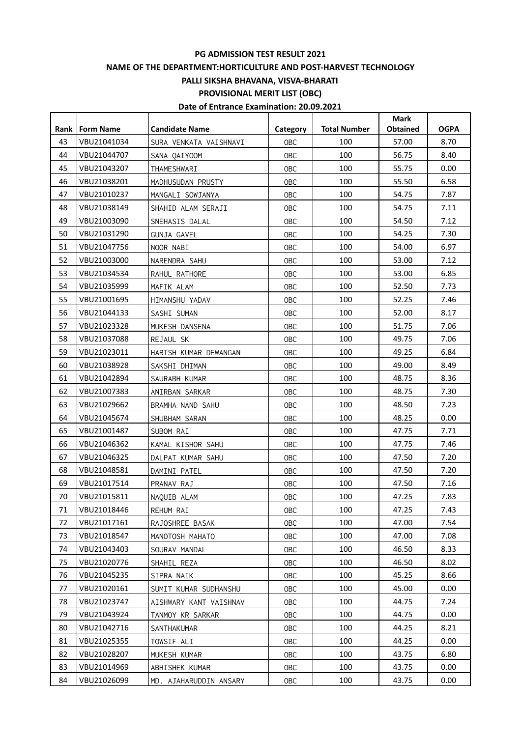**PG ADMISSION TEST RESULT 2021**

**NAME OF THE DEPARTMENT:HORTICULTURE AND POST-HARVEST TECHNOLOGY**

**PALLI SIKSHA BHAVANA, VISVA-BHARATI**

**PROVISIONAL MERIT LIST (OBC)**

**Date of Entrance Examination: 20.09.2021**

| Rank | Form Name | Candidate Name | Category | Total Number | Mark Obtained | OGPA |
|---|---|---|---|---|---|---|
| 43 | VBU21041034 | SURA VENKATA VAISHNAVI | OBC | 100 | 57.00 | 8.70 |
| 44 | VBU21044707 | SANA QAIYOOM | OBC | 100 | 56.75 | 8.40 |
| 45 | VBU21043207 | THAMESHWARI | OBC | 100 | 55.75 | 0.00 |
| 46 | VBU21038201 | MADHUSUDAN PRUSTY | OBC | 100 | 55.50 | 6.58 |
| 47 | VBU21010237 | MANGALI SOWJANYA | OBC | 100 | 54.75 | 7.87 |
| 48 | VBU21038149 | SHAHID ALAM SERAJI | OBC | 100 | 54.75 | 7.11 |
| 49 | VBU21003090 | SNEHASIS DALAL | OBC | 100 | 54.50 | 7.12 |
| 50 | VBU21031290 | GUNJA GAVEL | OBC | 100 | 54.25 | 7.30 |
| 51 | VBU21047756 | NOOR NABI | OBC | 100 | 54.00 | 6.97 |
| 52 | VBU21003000 | NARENDRA SAHU | OBC | 100 | 53.00 | 7.12 |
| 53 | VBU21034534 | RAHUL RATHORE | OBC | 100 | 53.00 | 6.85 |
| 54 | VBU21035999 | MAFIK ALAM | OBC | 100 | 52.50 | 7.73 |
| 55 | VBU21001695 | HIMANSHU YADAV | OBC | 100 | 52.25 | 7.46 |
| 56 | VBU21044133 | SASHI SUMAN | OBC | 100 | 52.00 | 8.17 |
| 57 | VBU21023328 | MUKESH DANSENA | OBC | 100 | 51.75 | 7.06 |
| 58 | VBU21037088 | REJAUL SK | OBC | 100 | 49.75 | 7.06 |
| 59 | VBU21023011 | HARISH KUMAR DEWANGAN | OBC | 100 | 49.25 | 6.84 |
| 60 | VBU21038928 | SAKSHI DHIMAN | OBC | 100 | 49.00 | 8.49 |
| 61 | VBU21042894 | SAURABH KUMAR | OBC | 100 | 48.75 | 8.36 |
| 62 | VBU21007383 | ANIRBAN SARKAR | OBC | 100 | 48.75 | 7.30 |
| 63 | VBU21029662 | BRAMHA NAND SAHU | OBC | 100 | 48.50 | 7.23 |
| 64 | VBU21045674 | SHUBHAM SARAN | OBC | 100 | 48.25 | 0.00 |
| 65 | VBU21001487 | SUBOM RAI | OBC | 100 | 47.75 | 7.71 |
| 66 | VBU21046362 | KAMAL KISHOR SAHU | OBC | 100 | 47.75 | 7.46 |
| 67 | VBU21046325 | DALPAT KUMAR SAHU | OBC | 100 | 47.50 | 7.20 |
| 68 | VBU21048581 | DAMINI PATEL | OBC | 100 | 47.50 | 7.20 |
| 69 | VBU21017514 | PRANAV RAJ | OBC | 100 | 47.50 | 7.16 |
| 70 | VBU21015811 | NAQUIB ALAM | OBC | 100 | 47.25 | 7.83 |
| 71 | VBU21018446 | REHUM RAI | OBC | 100 | 47.25 | 7.43 |
| 72 | VBU21017161 | RAJOSHREE BASAK | OBC | 100 | 47.00 | 7.54 |
| 73 | VBU21018547 | MANOTOSH MAHATO | OBC | 100 | 47.00 | 7.08 |
| 74 | VBU21043403 | SOURAV MANDAL | OBC | 100 | 46.50 | 8.33 |
| 75 | VBU21020776 | SHAHIL REZA | OBC | 100 | 46.50 | 8.02 |
| 76 | VBU21045235 | SIPRA NAIK | OBC | 100 | 45.25 | 8.66 |
| 77 | VBU21020161 | SUMIT KUMAR SUDHANSHU | OBC | 100 | 45.00 | 0.00 |
| 78 | VBU21023747 | AISHWARY KANT VAISHNAV | OBC | 100 | 44.75 | 7.24 |
| 79 | VBU21043924 | TANMOY KR SARKAR | OBC | 100 | 44.75 | 0.00 |
| 80 | VBU21042716 | SANTHAKUMAR | OBC | 100 | 44.25 | 8.21 |
| 81 | VBU21025355 | TOWSIF ALI | OBC | 100 | 44.25 | 0.00 |
| 82 | VBU21028207 | MUKESH KUMAR | OBC | 100 | 43.75 | 6.80 |
| 83 | VBU21014969 | ABHISHEK KUMAR | OBC | 100 | 43.75 | 0.00 |
| 84 | VBU21026099 | MD. AJAHARUDDIN ANSARY | OBC | 100 | 43.75 | 0.00 |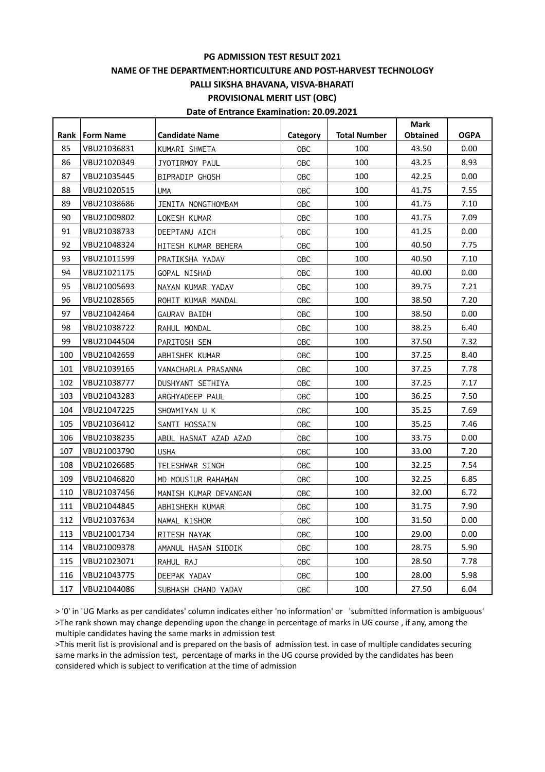# PG ADMISSION TEST RESULT 2021

## NAME OF THE DEPARTMENT:HORTICULTURE AND POST-HARVEST TECHNOLOGY

## PALLI SIKSHA BHAVANA, VISVA-BHARATI

## PROVISIONAL MERIT LIST (OBC)

**Date of Entrance Examination: 20.09.2021**

| Rank | Form Name | Candidate Name | Category | Total Number | Mark Obtained | OGPA |
|---|---|---|---|---|---|---|
| 85 | VBU21036831 | KUMARI SHWETA | OBC | 100 | 43.50 | 0.00 |
| 86 | VBU21020349 | JYOTIRMOY PAUL | OBC | 100 | 43.25 | 8.93 |
| 87 | VBU21035445 | BIPRADIP GHOSH | OBC | 100 | 42.25 | 0.00 |
| 88 | VBU21020515 | UMA | OBC | 100 | 41.75 | 7.55 |
| 89 | VBU21038686 | JENITA NONGTHOMBAM | OBC | 100 | 41.75 | 7.10 |
| 90 | VBU21009802 | LOKESH KUMAR | OBC | 100 | 41.75 | 7.09 |
| 91 | VBU21038733 | DEEPTANU AICH | OBC | 100 | 41.25 | 0.00 |
| 92 | VBU21048324 | HITESH KUMAR BEHERA | OBC | 100 | 40.50 | 7.75 |
| 93 | VBU21011599 | PRATIKSHA YADAV | OBC | 100 | 40.50 | 7.10 |
| 94 | VBU21021175 | GOPAL NISHAD | OBC | 100 | 40.00 | 0.00 |
| 95 | VBU21005693 | NAYAN KUMAR YADAV | OBC | 100 | 39.75 | 7.21 |
| 96 | VBU21028565 | ROHIT KUMAR MANDAL | OBC | 100 | 38.50 | 7.20 |
| 97 | VBU21042464 | GAURAV BAIDH | OBC | 100 | 38.50 | 0.00 |
| 98 | VBU21038722 | RAHUL MONDAL | OBC | 100 | 38.25 | 6.40 |
| 99 | VBU21044504 | PARITOSH SEN | OBC | 100 | 37.50 | 7.32 |
| 100 | VBU21042659 | ABHISHEK KUMAR | OBC | 100 | 37.25 | 8.40 |
| 101 | VBU21039165 | VANACHARLA PRASANNA | OBC | 100 | 37.25 | 7.78 |
| 102 | VBU21038777 | DUSHYANT SETHIYA | OBC | 100 | 37.25 | 7.17 |
| 103 | VBU21043283 | ARGHYADEEP PAUL | OBC | 100 | 36.25 | 7.50 |
| 104 | VBU21047225 | SHOWMIYAN U K | OBC | 100 | 35.25 | 7.69 |
| 105 | VBU21036412 | SANTI HOSSAIN | OBC | 100 | 35.25 | 7.46 |
| 106 | VBU21038235 | ABUL HASNAT AZAD AZAD | OBC | 100 | 33.75 | 0.00 |
| 107 | VBU21003790 | USHA | OBC | 100 | 33.00 | 7.20 |
| 108 | VBU21026685 | TELESHWAR SINGH | OBC | 100 | 32.25 | 7.54 |
| 109 | VBU21046820 | MD MOUSIUR RAHAMAN | OBC | 100 | 32.25 | 6.85 |
| 110 | VBU21037456 | MANISH KUMAR DEVANGAN | OBC | 100 | 32.00 | 6.72 |
| 111 | VBU21044845 | ABHISHEKH KUMAR | OBC | 100 | 31.75 | 7.90 |
| 112 | VBU21037634 | NAWAL KISHOR | OBC | 100 | 31.50 | 0.00 |
| 113 | VBU21001734 | RITESH NAYAK | OBC | 100 | 29.00 | 0.00 |
| 114 | VBU21009378 | AMANUL HASAN SIDDIK | OBC | 100 | 28.75 | 5.90 |
| 115 | VBU21023071 | RAHUL RAJ | OBC | 100 | 28.50 | 7.78 |
| 116 | VBU21043775 | DEEPAK YADAV | OBC | 100 | 28.00 | 5.98 |
| 117 | VBU21044086 | SUBHASH CHAND YADAV | OBC | 100 | 27.50 | 6.04 |

> '0' in 'UG Marks as per candidates' column indicates either 'no information' or 'submitted information is ambiguous'
>The rank shown may change depending upon the change in percentage of marks in UG course , if any, among the multiple candidates having the same marks in admission test
>This merit list is provisional and is prepared on the basis of admission test. in case of multiple candidates securing same marks in the admission test, percentage of marks in the UG course provided by the candidates has been considered which is subject to verification at the time of admission